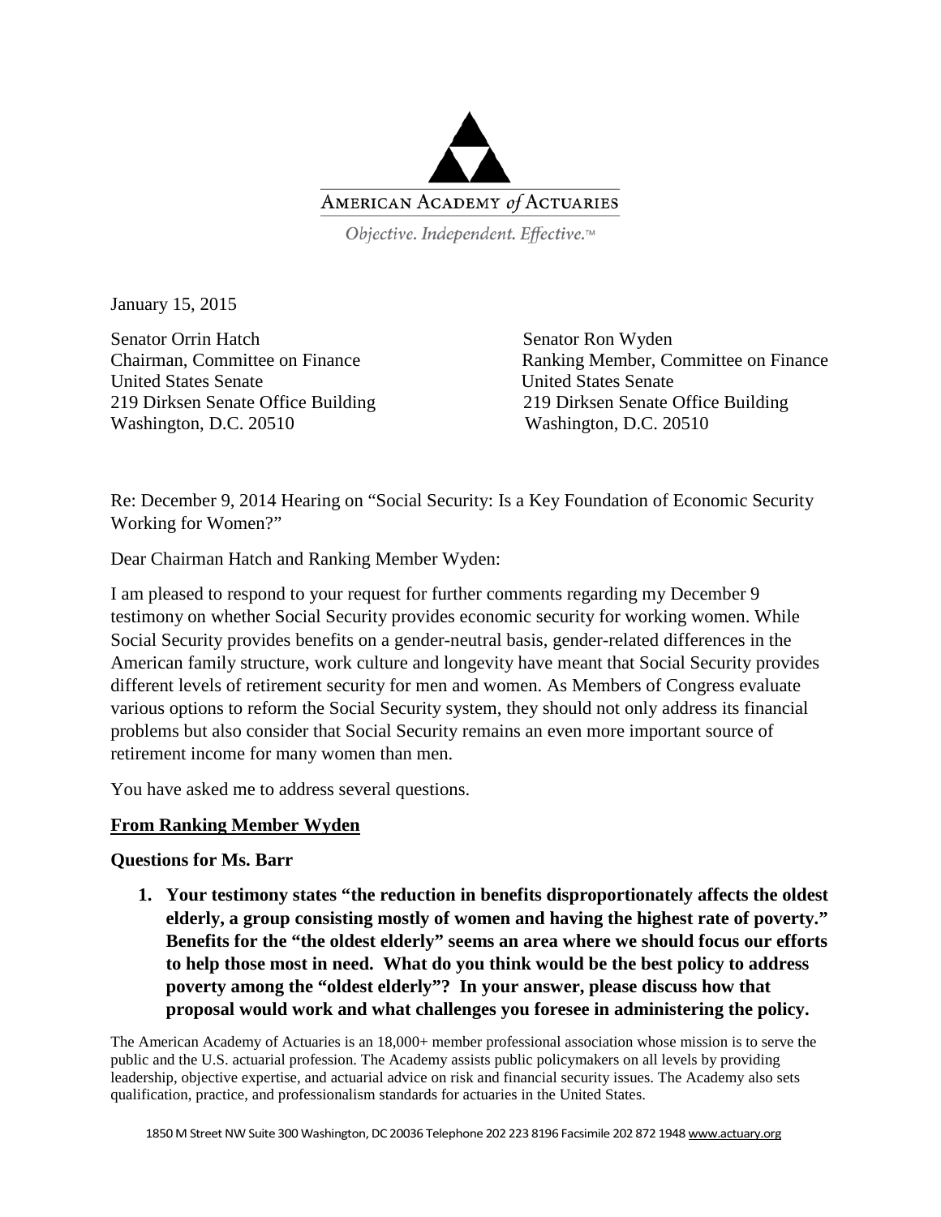AMERICAN ACADEMY of ACTUARIES

*Objective. Independent. Effective.™*

January 15, 2015

Senator Orrin Hatch
Chairman, Committee on Finance
United States Senate
219 Dirksen Senate Office Building
Washington, D.C. 20510

Senator Ron Wyden
Ranking Member, Committee on Finance
United States Senate
219 Dirksen Senate Office Building
Washington, D.C. 20510

Re: December 9, 2014 Hearing on "Social Security: Is a Key Foundation of Economic Security Working for Women?"

Dear Chairman Hatch and Ranking Member Wyden:

I am pleased to respond to your request for further comments regarding my December 9 testimony on whether Social Security provides economic security for working women. While Social Security provides benefits on a gender-neutral basis, gender-related differences in the American family structure, work culture and longevity have meant that Social Security provides different levels of retirement security for men and women. As Members of Congress evaluate various options to reform the Social Security system, they should not only address its financial problems but also consider that Social Security remains an even more important source of retirement income for many women than men.

You have asked me to address several questions.

**From Ranking Member Wyden**

**Questions for Ms. Barr**

1. **Your testimony states "the reduction in benefits disproportionately affects the oldest elderly, a group consisting mostly of women and having the highest rate of poverty." Benefits for the "the oldest elderly" seems an area where we should focus our efforts to help those most in need. What do you think would be the best policy to address poverty among the "oldest elderly"? In your answer, please discuss how that proposal would work and what challenges you foresee in administering the policy.**

The American Academy of Actuaries is an 18,000+ member professional association whose mission is to serve the public and the U.S. actuarial profession. The Academy assists public policymakers on all levels by providing leadership, objective expertise, and actuarial advice on risk and financial security issues. The Academy also sets qualification, practice, and professionalism standards for actuaries in the United States.

1850 M Street NW Suite 300 Washington, DC 20036 Telephone 202 223 8196 Facsimile 202 872 1948 www.actuary.org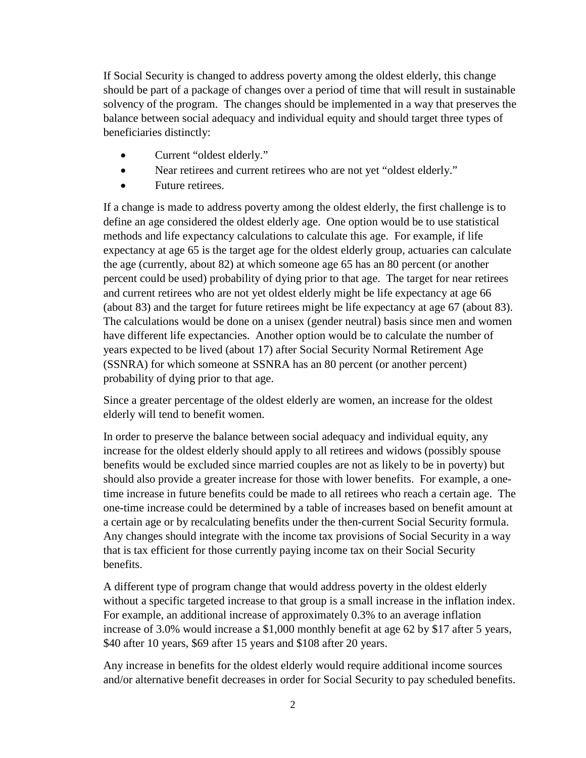If Social Security is changed to address poverty among the oldest elderly, this change should be part of a package of changes over a period of time that will result in sustainable solvency of the program. The changes should be implemented in a way that preserves the balance between social adequacy and individual equity and should target three types of beneficiaries distinctly:

- Current "oldest elderly."
- Near retirees and current retirees who are not yet "oldest elderly."
- Future retirees.

If a change is made to address poverty among the oldest elderly, the first challenge is to define an age considered the oldest elderly age. One option would be to use statistical methods and life expectancy calculations to calculate this age. For example, if life expectancy at age 65 is the target age for the oldest elderly group, actuaries can calculate the age (currently, about 82) at which someone age 65 has an 80 percent (or another percent could be used) probability of dying prior to that age. The target for near retirees and current retirees who are not yet oldest elderly might be life expectancy at age 66 (about 83) and the target for future retirees might be life expectancy at age 67 (about 83). The calculations would be done on a unisex (gender neutral) basis since men and women have different life expectancies. Another option would be to calculate the number of years expected to be lived (about 17) after Social Security Normal Retirement Age (SSNRA) for which someone at SSNRA has an 80 percent (or another percent) probability of dying prior to that age.

Since a greater percentage of the oldest elderly are women, an increase for the oldest elderly will tend to benefit women.

In order to preserve the balance between social adequacy and individual equity, any increase for the oldest elderly should apply to all retirees and widows (possibly spouse benefits would be excluded since married couples are not as likely to be in poverty) but should also provide a greater increase for those with lower benefits. For example, a one-time increase in future benefits could be made to all retirees who reach a certain age. The one-time increase could be determined by a table of increases based on benefit amount at a certain age or by recalculating benefits under the then-current Social Security formula. Any changes should integrate with the income tax provisions of Social Security in a way that is tax efficient for those currently paying income tax on their Social Security benefits.

A different type of program change that would address poverty in the oldest elderly without a specific targeted increase to that group is a small increase in the inflation index. For example, an additional increase of approximately 0.3% to an average inflation increase of 3.0% would increase a $1,000 monthly benefit at age 62 by $17 after 5 years, $40 after 10 years, $69 after 15 years and $108 after 20 years.

Any increase in benefits for the oldest elderly would require additional income sources and/or alternative benefit decreases in order for Social Security to pay scheduled benefits.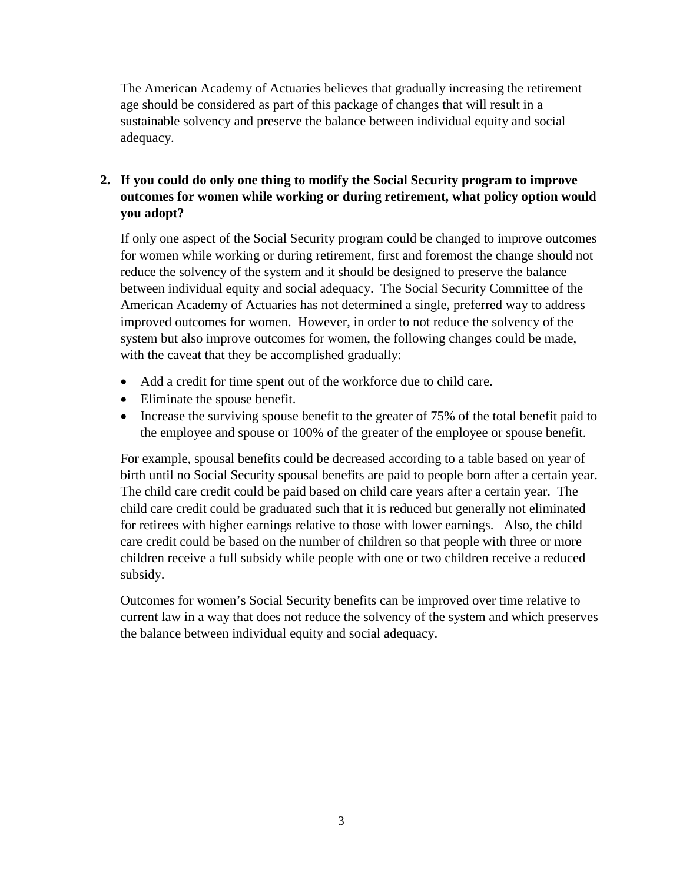The American Academy of Actuaries believes that gradually increasing the retirement age should be considered as part of this package of changes that will result in a sustainable solvency and preserve the balance between individual equity and social adequacy.

**2. If you could do only one thing to modify the Social Security program to improve outcomes for women while working or during retirement, what policy option would you adopt?**

If only one aspect of the Social Security program could be changed to improve outcomes for women while working or during retirement, first and foremost the change should not reduce the solvency of the system and it should be designed to preserve the balance between individual equity and social adequacy. The Social Security Committee of the American Academy of Actuaries has not determined a single, preferred way to address improved outcomes for women. However, in order to not reduce the solvency of the system but also improve outcomes for women, the following changes could be made, with the caveat that they be accomplished gradually:

- Add a credit for time spent out of the workforce due to child care.
- Eliminate the spouse benefit.
- Increase the surviving spouse benefit to the greater of 75% of the total benefit paid to the employee and spouse or 100% of the greater of the employee or spouse benefit.

For example, spousal benefits could be decreased according to a table based on year of birth until no Social Security spousal benefits are paid to people born after a certain year. The child care credit could be paid based on child care years after a certain year. The child care credit could be graduated such that it is reduced but generally not eliminated for retirees with higher earnings relative to those with lower earnings. Also, the child care credit could be based on the number of children so that people with three or more children receive a full subsidy while people with one or two children receive a reduced subsidy.

Outcomes for women's Social Security benefits can be improved over time relative to current law in a way that does not reduce the solvency of the system and which preserves the balance between individual equity and social adequacy.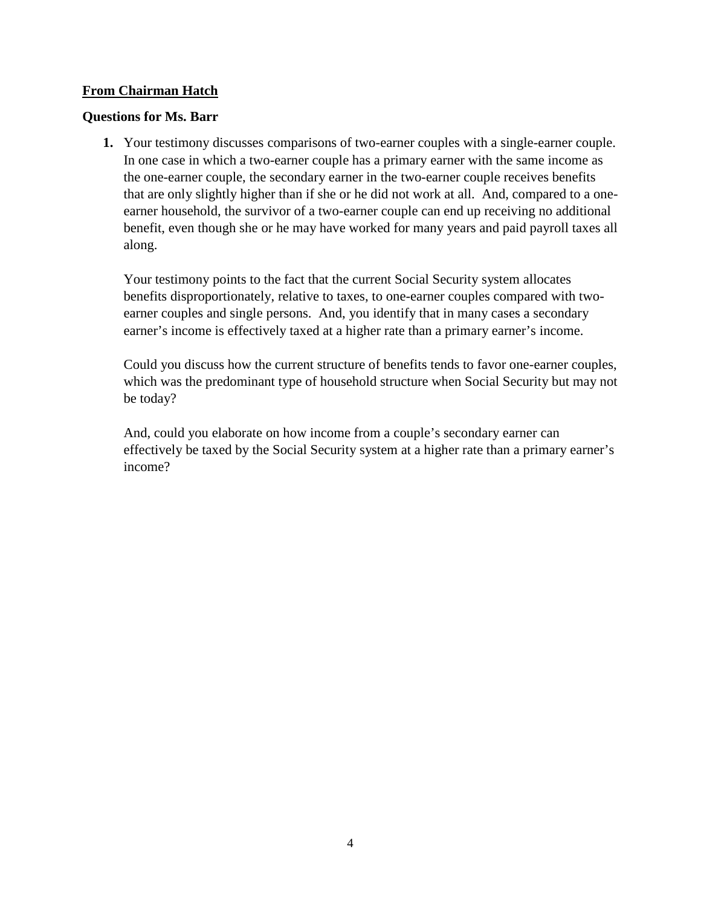**<u>From Chairman Hatch</u>**

**Questions for Ms. Barr**

1. Your testimony discusses comparisons of two-earner couples with a single-earner couple. In one case in which a two-earner couple has a primary earner with the same income as the one-earner couple, the secondary earner in the two-earner couple receives benefits that are only slightly higher than if she or he did not work at all. And, compared to a one-earner household, the survivor of a two-earner couple can end up receiving no additional benefit, even though she or he may have worked for many years and paid payroll taxes all along.

   Your testimony points to the fact that the current Social Security system allocates benefits disproportionately, relative to taxes, to one-earner couples compared with two-earner couples and single persons. And, you identify that in many cases a secondary earner's income is effectively taxed at a higher rate than a primary earner's income.

   Could you discuss how the current structure of benefits tends to favor one-earner couples, which was the predominant type of household structure when Social Security but may not be today?

   And, could you elaborate on how income from a couple's secondary earner can effectively be taxed by the Social Security system at a higher rate than a primary earner's income?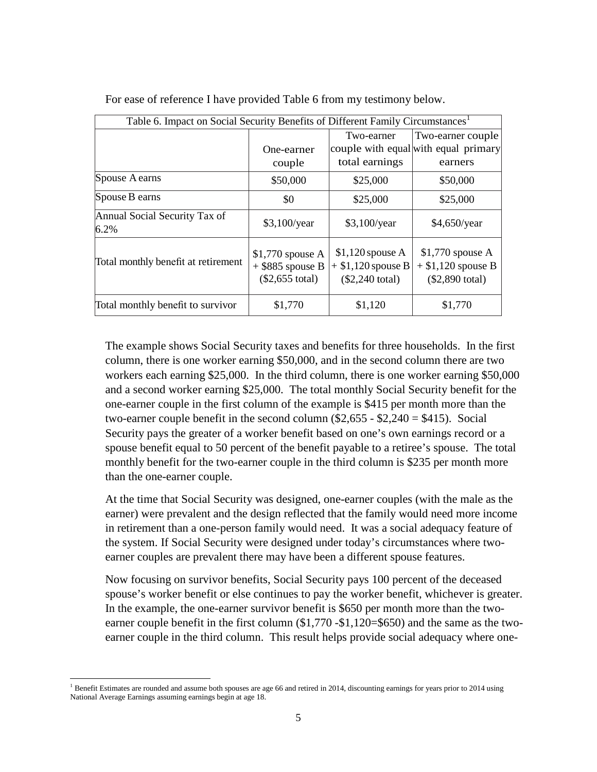For ease of reference I have provided Table 6 from my testimony below.

| Table 6. Impact on Social Security Benefits of Different Family Circumstances[1] | | | |
|---|---|---|---|
| | One-earner couple | Two-earner couple with equal total earnings | Two-earner couple with equal primary earners |
| Spouse A earns | \$50,000 | \$25,000 | \$50,000 |
| Spouse B earns | \$0 | \$25,000 | \$25,000 |
| Annual Social Security Tax of 6.2% | \$3,100/year | \$3,100/year | \$4,650/year |
| Total monthly benefit at retirement | \$1,770 spouse A + \$885 spouse B (\$2,655 total) | \$1,120 spouse A + \$1,120 spouse B (\$2,240 total) | \$1,770 spouse A + \$1,120 spouse B (\$2,890 total) |
| Total monthly benefit to survivor | \$1,770 | \$1,120 | \$1,770 |

The example shows Social Security taxes and benefits for three households. In the first column, there is one worker earning \$50,000, and in the second column there are two workers each earning \$25,000. In the third column, there is one worker earning \$50,000 and a second worker earning \$25,000. The total monthly Social Security benefit for the one-earner couple in the first column of the example is \$415 per month more than the two-earner couple benefit in the second column (\$2,655 - \$2,240 = \$415). Social Security pays the greater of a worker benefit based on one's own earnings record or a spouse benefit equal to 50 percent of the benefit payable to a retiree's spouse. The total monthly benefit for the two-earner couple in the third column is \$235 per month more than the one-earner couple.

At the time that Social Security was designed, one-earner couples (with the male as the earner) were prevalent and the design reflected that the family would need more income in retirement than a one-person family would need. It was a social adequacy feature of the system. If Social Security were designed under today's circumstances where two-earner couples are prevalent there may have been a different spouse features.

Now focusing on survivor benefits, Social Security pays 100 percent of the deceased spouse's worker benefit or else continues to pay the worker benefit, whichever is greater. In the example, the one-earner survivor benefit is \$650 per month more than the two-earner couple benefit in the first column (\$1,770 -\$1,120=\$650) and the same as the two-earner couple in the third column. This result helps provide social adequacy where one-

[1] Benefit Estimates are rounded and assume both spouses are age 66 and retired in 2014, discounting earnings for years prior to 2014 using National Average Earnings assuming earnings begin at age 18.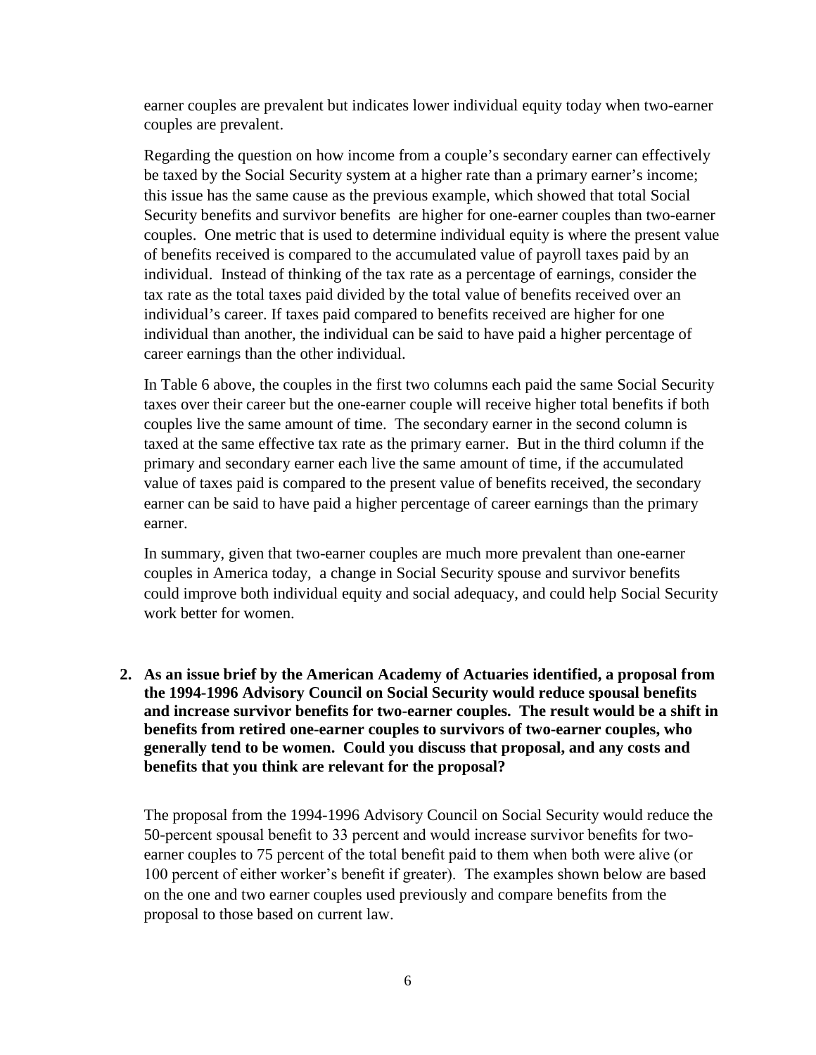earner couples are prevalent but indicates lower individual equity today when two-earner couples are prevalent.

Regarding the question on how income from a couple's secondary earner can effectively be taxed by the Social Security system at a higher rate than a primary earner's income; this issue has the same cause as the previous example, which showed that total Social Security benefits and survivor benefits are higher for one-earner couples than two-earner couples. One metric that is used to determine individual equity is where the present value of benefits received is compared to the accumulated value of payroll taxes paid by an individual. Instead of thinking of the tax rate as a percentage of earnings, consider the tax rate as the total taxes paid divided by the total value of benefits received over an individual's career. If taxes paid compared to benefits received are higher for one individual than another, the individual can be said to have paid a higher percentage of career earnings than the other individual.

In Table 6 above, the couples in the first two columns each paid the same Social Security taxes over their career but the one-earner couple will receive higher total benefits if both couples live the same amount of time. The secondary earner in the second column is taxed at the same effective tax rate as the primary earner. But in the third column if the primary and secondary earner each live the same amount of time, if the accumulated value of taxes paid is compared to the present value of benefits received, the secondary earner can be said to have paid a higher percentage of career earnings than the primary earner.

In summary, given that two-earner couples are much more prevalent than one-earner couples in America today, a change in Social Security spouse and survivor benefits could improve both individual equity and social adequacy, and could help Social Security work better for women.

**2. As an issue brief by the American Academy of Actuaries identified, a proposal from the 1994-1996 Advisory Council on Social Security would reduce spousal benefits and increase survivor benefits for two-earner couples. The result would be a shift in benefits from retired one-earner couples to survivors of two-earner couples, who generally tend to be women. Could you discuss that proposal, and any costs and benefits that you think are relevant for the proposal?**

The proposal from the 1994-1996 Advisory Council on Social Security would reduce the 50-percent spousal benefit to 33 percent and would increase survivor benefits for two-earner couples to 75 percent of the total benefit paid to them when both were alive (or 100 percent of either worker's benefit if greater). The examples shown below are based on the one and two earner couples used previously and compare benefits from the proposal to those based on current law.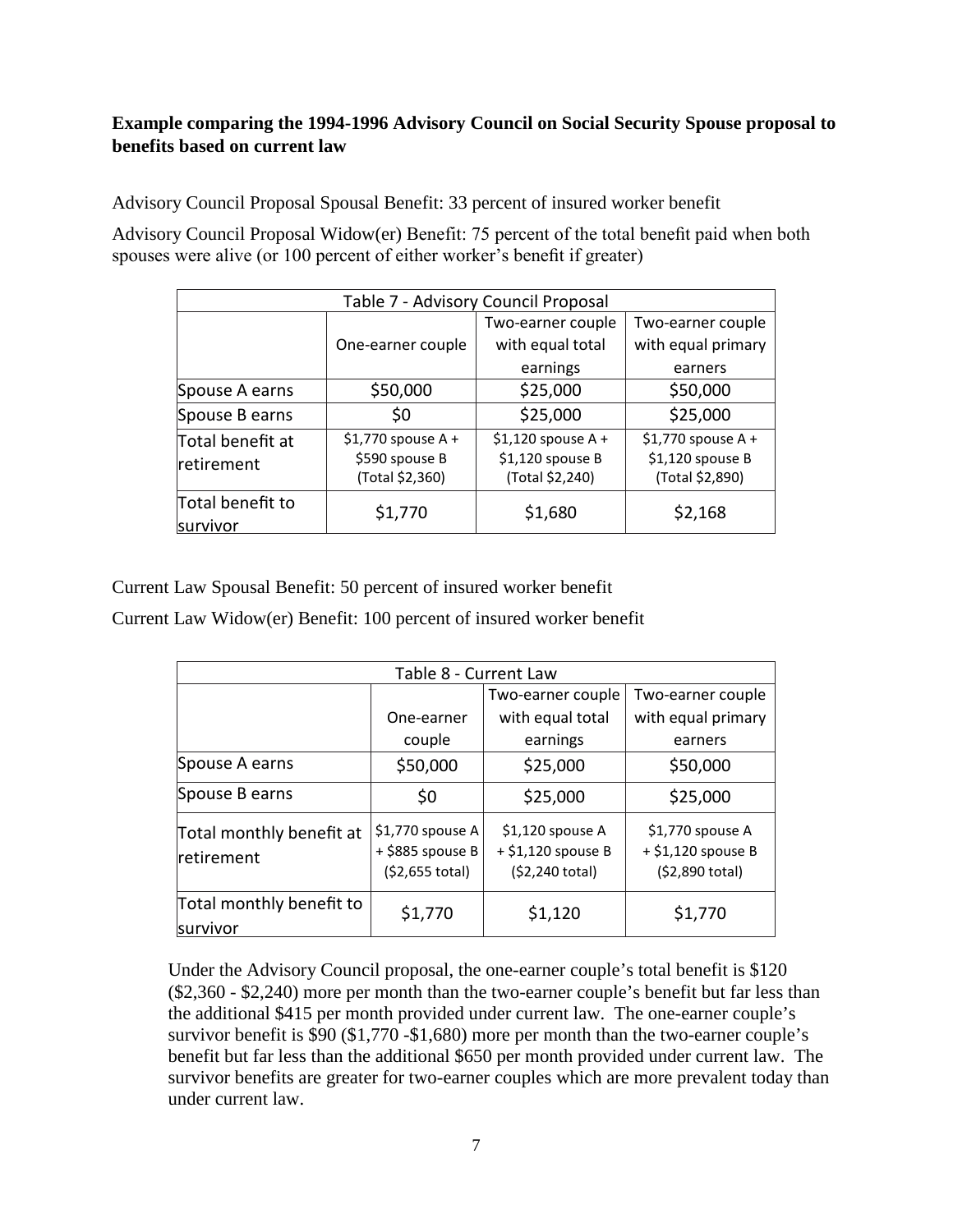**Example comparing the 1994-1996 Advisory Council on Social Security Spouse proposal to benefits based on current law**

Advisory Council Proposal Spousal Benefit: 33 percent of insured worker benefit

Advisory Council Proposal Widow(er) Benefit: 75 percent of the total benefit paid when both spouses were alive (or 100 percent of either worker's benefit if greater)

| Table 7 - Advisory Council Proposal | | | |
|---|---|---|---|
| | One-earner couple | Two-earner couple with equal total earnings | Two-earner couple with equal primary earners |
| Spouse A earns | $50,000 | $25,000 | $50,000 |
| Spouse B earns | $0 | $25,000 | $25,000 |
| Total benefit at retirement | $1,770 spouse A + $590 spouse B (Total $2,360) | $1,120 spouse A + $1,120 spouse B (Total $2,240) | $1,770 spouse A + $1,120 spouse B (Total $2,890) |
| Total benefit to survivor | $1,770 | $1,680 | $2,168 |

Current Law Spousal Benefit: 50 percent of insured worker benefit

Current Law Widow(er) Benefit: 100 percent of insured worker benefit

| Table 8 - Current Law | | | |
|---|---|---|---|
| | One-earner couple | Two-earner couple with equal total earnings | Two-earner couple with equal primary earners |
| Spouse A earns | $50,000 | $25,000 | $50,000 |
| Spouse B earns | $0 | $25,000 | $25,000 |
| Total monthly benefit at retirement | $1,770 spouse A + $885 spouse B ($2,655 total) | $1,120 spouse A + $1,120 spouse B ($2,240 total) | $1,770 spouse A + $1,120 spouse B ($2,890 total) |
| Total monthly benefit to survivor | $1,770 | $1,120 | $1,770 |

Under the Advisory Council proposal, the one-earner couple's total benefit is $120 ($2,360 - $2,240) more per month than the two-earner couple's benefit but far less than the additional $415 per month provided under current law. The one-earner couple's survivor benefit is $90 ($1,770 -$1,680) more per month than the two-earner couple's benefit but far less than the additional $650 per month provided under current law. The survivor benefits are greater for two-earner couples which are more prevalent today than under current law.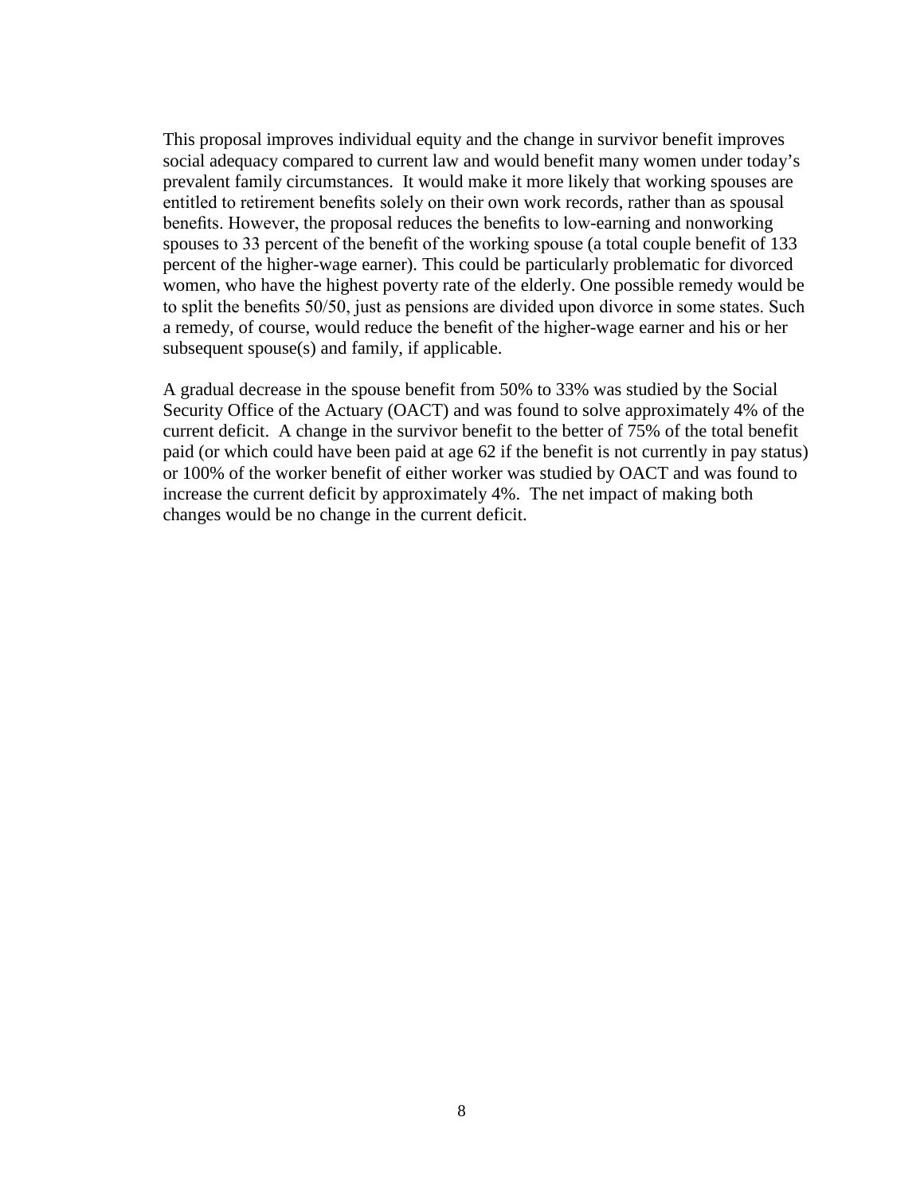This proposal improves individual equity and the change in survivor benefit improves social adequacy compared to current law and would benefit many women under today's prevalent family circumstances. It would make it more likely that working spouses are entitled to retirement benefits solely on their own work records, rather than as spousal benefits. However, the proposal reduces the benefits to low-earning and nonworking spouses to 33 percent of the benefit of the working spouse (a total couple benefit of 133 percent of the higher-wage earner). This could be particularly problematic for divorced women, who have the highest poverty rate of the elderly. One possible remedy would be to split the benefits 50/50, just as pensions are divided upon divorce in some states. Such a remedy, of course, would reduce the benefit of the higher-wage earner and his or her subsequent spouse(s) and family, if applicable.

A gradual decrease in the spouse benefit from 50% to 33% was studied by the Social Security Office of the Actuary (OACT) and was found to solve approximately 4% of the current deficit. A change in the survivor benefit to the better of 75% of the total benefit paid (or which could have been paid at age 62 if the benefit is not currently in pay status) or 100% of the worker benefit of either worker was studied by OACT and was found to increase the current deficit by approximately 4%. The net impact of making both changes would be no change in the current deficit.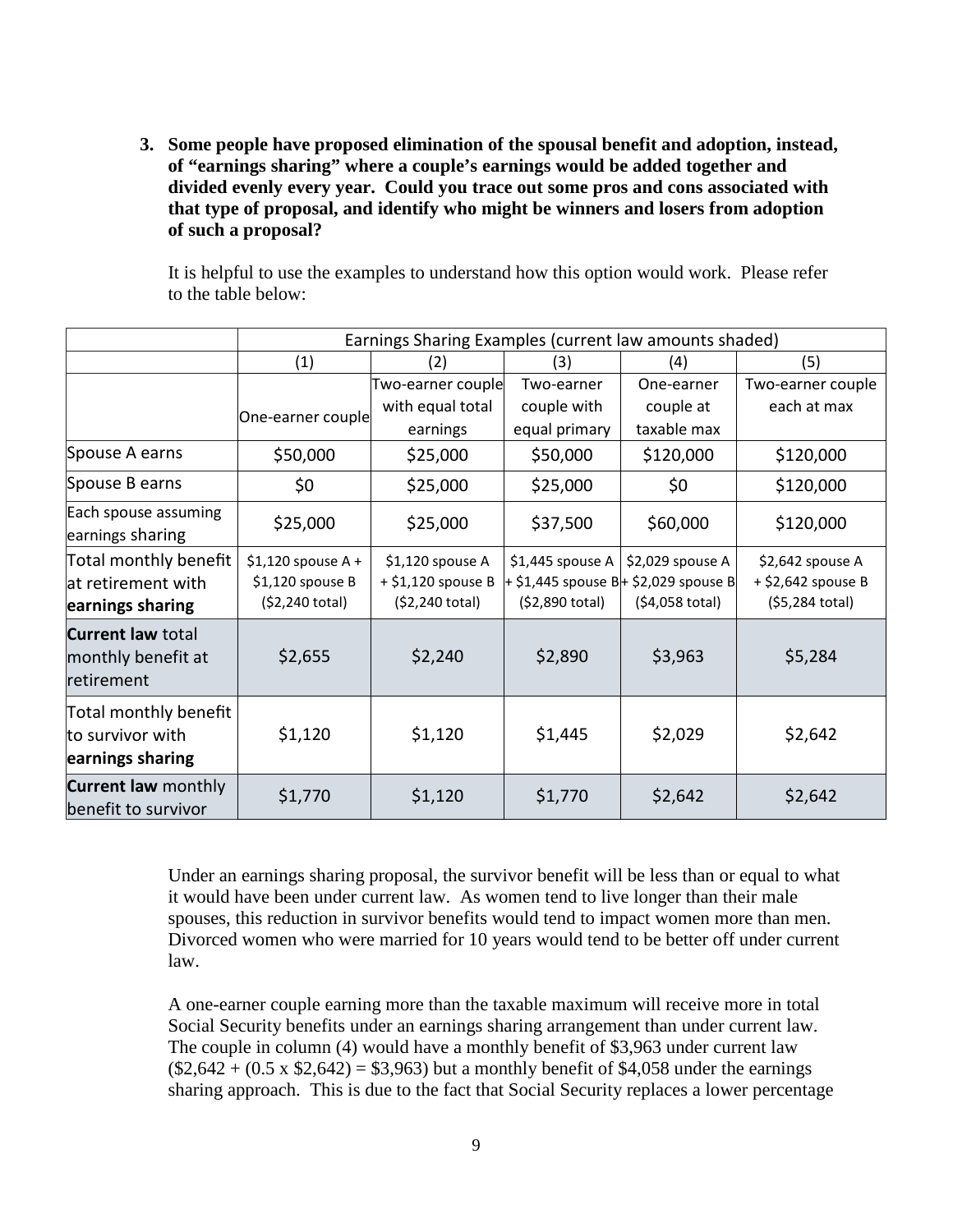3. **Some people have proposed elimination of the spousal benefit and adoption, instead, of "earnings sharing" where a couple's earnings would be added together and divided evenly every year. Could you trace out some pros and cons associated with that type of proposal, and identify who might be winners and losers from adoption of such a proposal?**

   It is helpful to use the examples to understand how this option would work. Please refer to the table below:

| | Earnings Sharing Examples (current law amounts shaded) | | | | |
|---|---|---|---|---|---|
| | (1) | (2) | (3) | (4) | (5) |
| | One-earner couple | Two-earner couple with equal total earnings | Two-earner couple with equal primary | One-earner couple at taxable max | Two-earner couple each at max |
| Spouse A earns | $50,000 | $25,000 | $50,000 | $120,000 | $120,000 |
| Spouse B earns | $0 | $25,000 | $25,000 | $0 | $120,000 |
| Each spouse assuming earnings sharing | $25,000 | $25,000 | $37,500 | $60,000 | $120,000 |
| Total monthly benefit at retirement with **earnings sharing** | $1,120 spouse A + $1,120 spouse B ($2,240 total) | $1,120 spouse A + $1,120 spouse B ($2,240 total) | $1,445 spouse A + $1,445 spouse B ($2,890 total) | $2,029 spouse A + $2,029 spouse B ($4,058 total) | $2,642 spouse A + $2,642 spouse B ($5,284 total) |
| **Current law** total monthly benefit at retirement | $2,655 | $2,240 | $2,890 | $3,963 | $5,284 |
| Total monthly benefit to survivor with **earnings sharing** | $1,120 | $1,120 | $1,445 | $2,029 | $2,642 |
| **Current law** monthly benefit to survivor | $1,770 | $1,120 | $1,770 | $2,642 | $2,642 |

   Under an earnings sharing proposal, the survivor benefit will be less than or equal to what it would have been under current law. As women tend to live longer than their male spouses, this reduction in survivor benefits would tend to impact women more than men. Divorced women who were married for 10 years would tend to be better off under current law.

   A one-earner couple earning more than the taxable maximum will receive more in total Social Security benefits under an earnings sharing arrangement than under current law. The couple in column (4) would have a monthly benefit of $3,963 under current law ($2,642 + (0.5 x $2,642) = $3,963) but a monthly benefit of $4,058 under the earnings sharing approach. This is due to the fact that Social Security replaces a lower percentage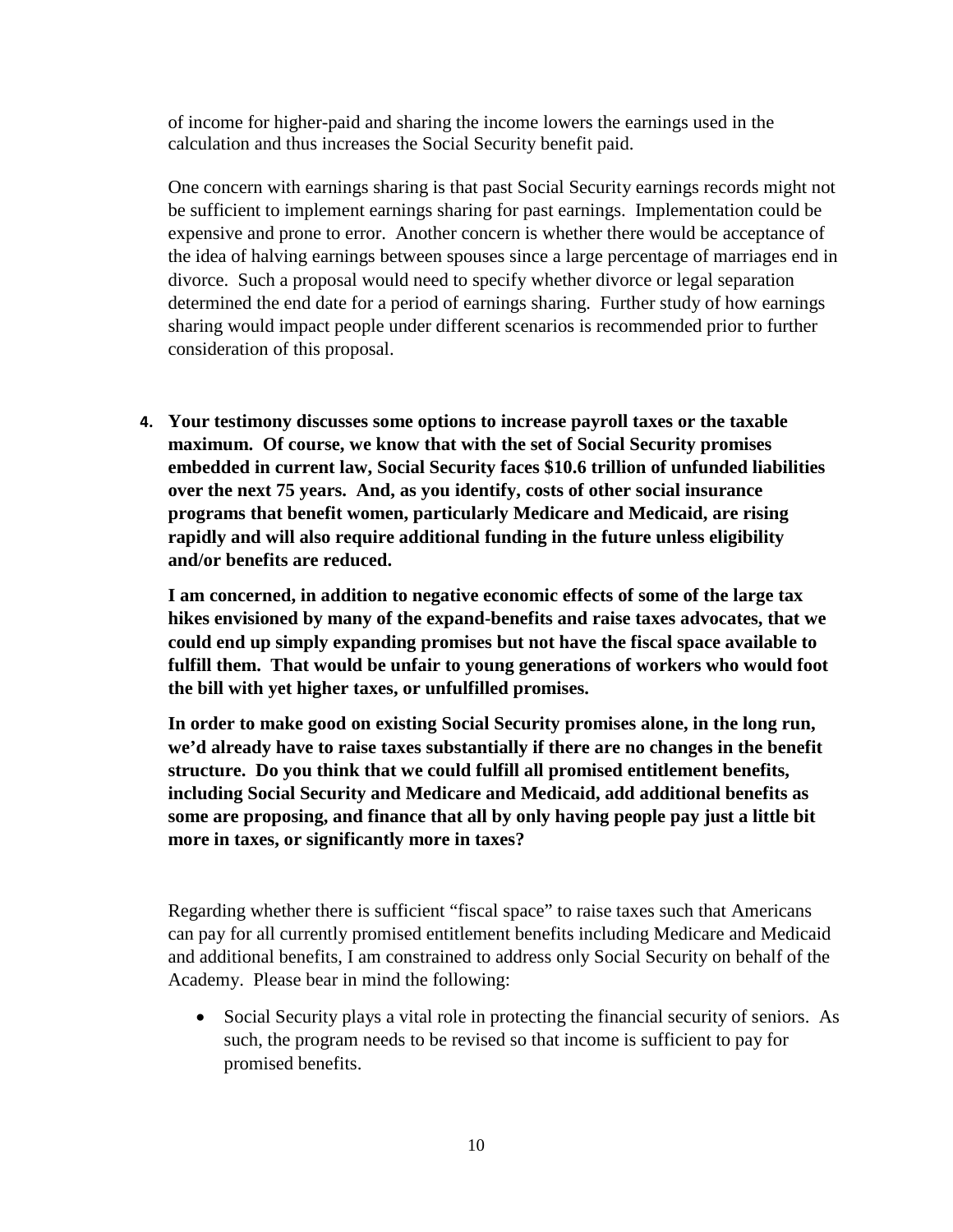of income for higher-paid and sharing the income lowers the earnings used in the calculation and thus increases the Social Security benefit paid.

One concern with earnings sharing is that past Social Security earnings records might not be sufficient to implement earnings sharing for past earnings. Implementation could be expensive and prone to error. Another concern is whether there would be acceptance of the idea of halving earnings between spouses since a large percentage of marriages end in divorce. Such a proposal would need to specify whether divorce or legal separation determined the end date for a period of earnings sharing. Further study of how earnings sharing would impact people under different scenarios is recommended prior to further consideration of this proposal.

4. **Your testimony discusses some options to increase payroll taxes or the taxable maximum. Of course, we know that with the set of Social Security promises embedded in current law, Social Security faces $10.6 trillion of unfunded liabilities over the next 75 years. And, as you identify, costs of other social insurance programs that benefit women, particularly Medicare and Medicaid, are rising rapidly and will also require additional funding in the future unless eligibility and/or benefits are reduced.**

   **I am concerned, in addition to negative economic effects of some of the large tax hikes envisioned by many of the expand-benefits and raise taxes advocates, that we could end up simply expanding promises but not have the fiscal space available to fulfill them. That would be unfair to young generations of workers who would foot the bill with yet higher taxes, or unfulfilled promises.**

   **In order to make good on existing Social Security promises alone, in the long run, we'd already have to raise taxes substantially if there are no changes in the benefit structure. Do you think that we could fulfill all promised entitlement benefits, including Social Security and Medicare and Medicaid, add additional benefits as some are proposing, and finance that all by only having people pay just a little bit more in taxes, or significantly more in taxes?**

Regarding whether there is sufficient "fiscal space" to raise taxes such that Americans can pay for all currently promised entitlement benefits including Medicare and Medicaid and additional benefits, I am constrained to address only Social Security on behalf of the Academy. Please bear in mind the following:

- Social Security plays a vital role in protecting the financial security of seniors. As such, the program needs to be revised so that income is sufficient to pay for promised benefits.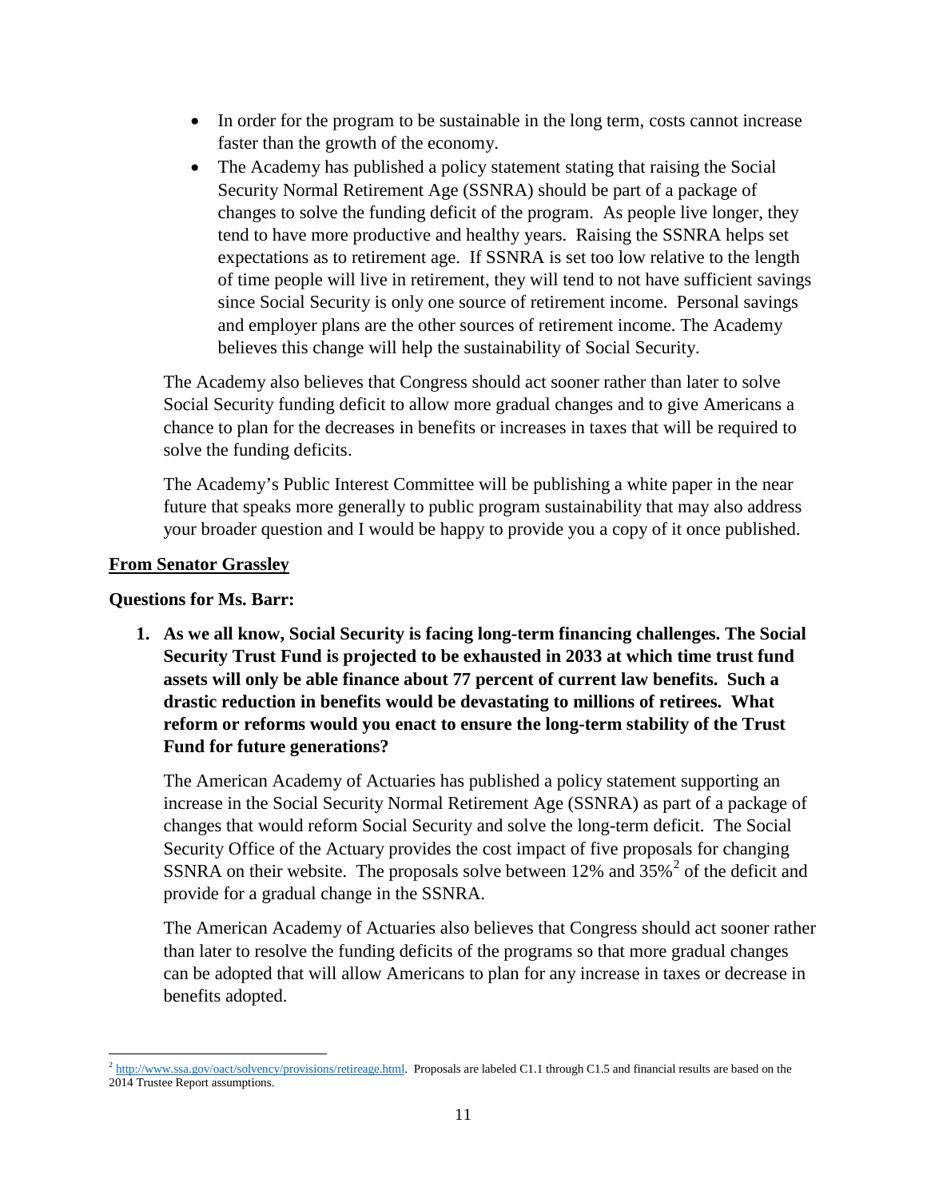- In order for the program to be sustainable in the long term, costs cannot increase faster than the growth of the economy.
- The Academy has published a policy statement stating that raising the Social Security Normal Retirement Age (SSNRA) should be part of a package of changes to solve the funding deficit of the program. As people live longer, they tend to have more productive and healthy years. Raising the SSNRA helps set expectations as to retirement age. If SSNRA is set too low relative to the length of time people will live in retirement, they will tend to not have sufficient savings since Social Security is only one source of retirement income. Personal savings and employer plans are the other sources of retirement income. The Academy believes this change will help the sustainability of Social Security.

The Academy also believes that Congress should act sooner rather than later to solve Social Security funding deficit to allow more gradual changes and to give Americans a chance to plan for the decreases in benefits or increases in taxes that will be required to solve the funding deficits.

The Academy's Public Interest Committee will be publishing a white paper in the near future that speaks more generally to public program sustainability that may also address your broader question and I would be happy to provide you a copy of it once published.

**From Senator Grassley**

**Questions for Ms. Barr:**

1. **As we all know, Social Security is facing long-term financing challenges. The Social Security Trust Fund is projected to be exhausted in 2033 at which time trust fund assets will only be able finance about 77 percent of current law benefits. Such a drastic reduction in benefits would be devastating to millions of retirees. What reform or reforms would you enact to ensure the long-term stability of the Trust Fund for future generations?**

   The American Academy of Actuaries has published a policy statement supporting an increase in the Social Security Normal Retirement Age (SSNRA) as part of a package of changes that would reform Social Security and solve the long-term deficit. The Social Security Office of the Actuary provides the cost impact of five proposals for changing SSNRA on their website. The proposals solve between 12% and 35%[2] of the deficit and provide for a gradual change in the SSNRA.

   The American Academy of Actuaries also believes that Congress should act sooner rather than later to resolve the funding deficits of the programs so that more gradual changes can be adopted that will allow Americans to plan for any increase in taxes or decrease in benefits adopted.

[2] http://www.ssa.gov/oact/solvency/provisions/retireage.html. Proposals are labeled C1.1 through C1.5 and financial results are based on the 2014 Trustee Report assumptions.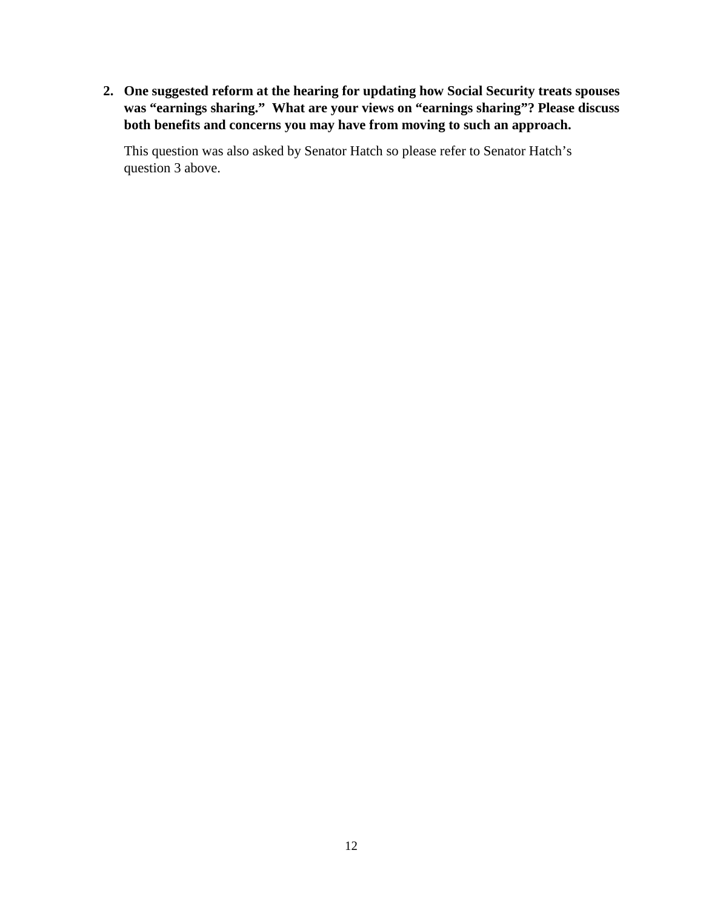2. **One suggested reform at the hearing for updating how Social Security treats spouses was "earnings sharing." What are your views on "earnings sharing"? Please discuss both benefits and concerns you may have from moving to such an approach.**

   This question was also asked by Senator Hatch so please refer to Senator Hatch's question 3 above.